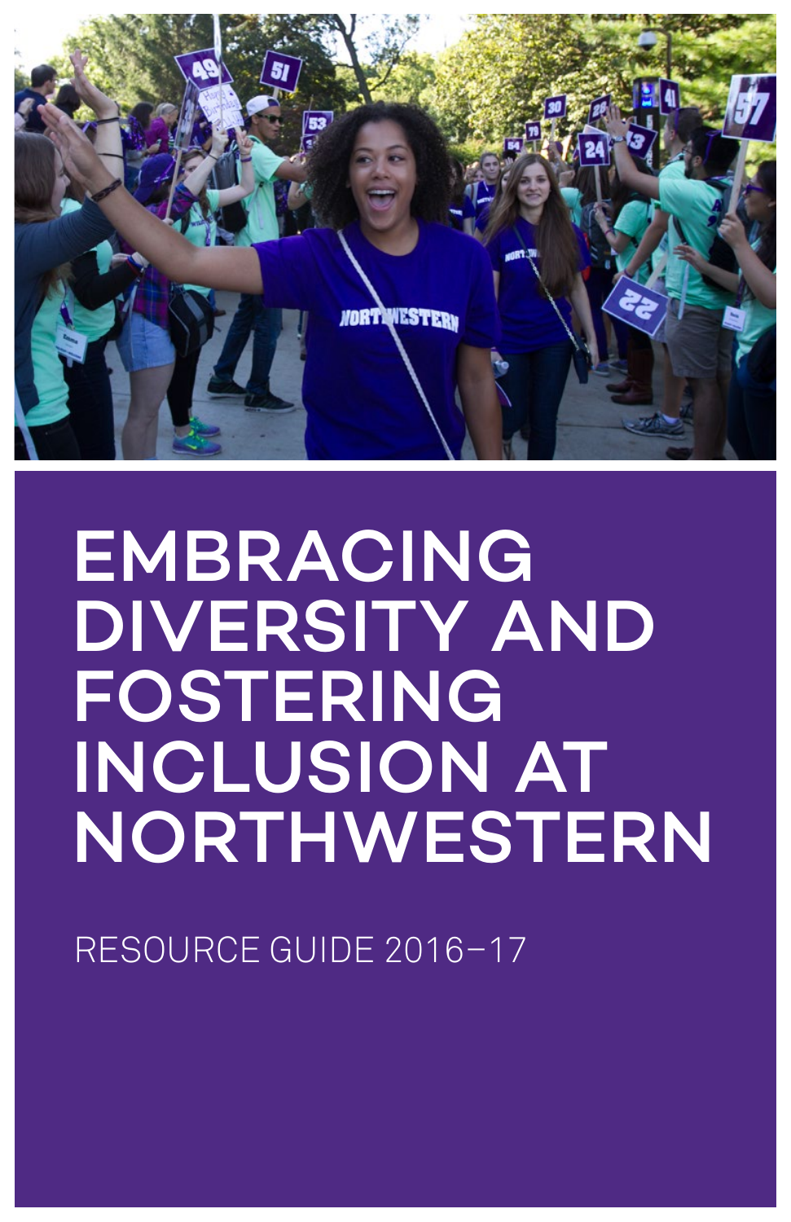# EMBRACING DIVERSITY AND FOSTERING INCLUSION AT NORTHWESTERN

RESOURCE GUIDE 2016–17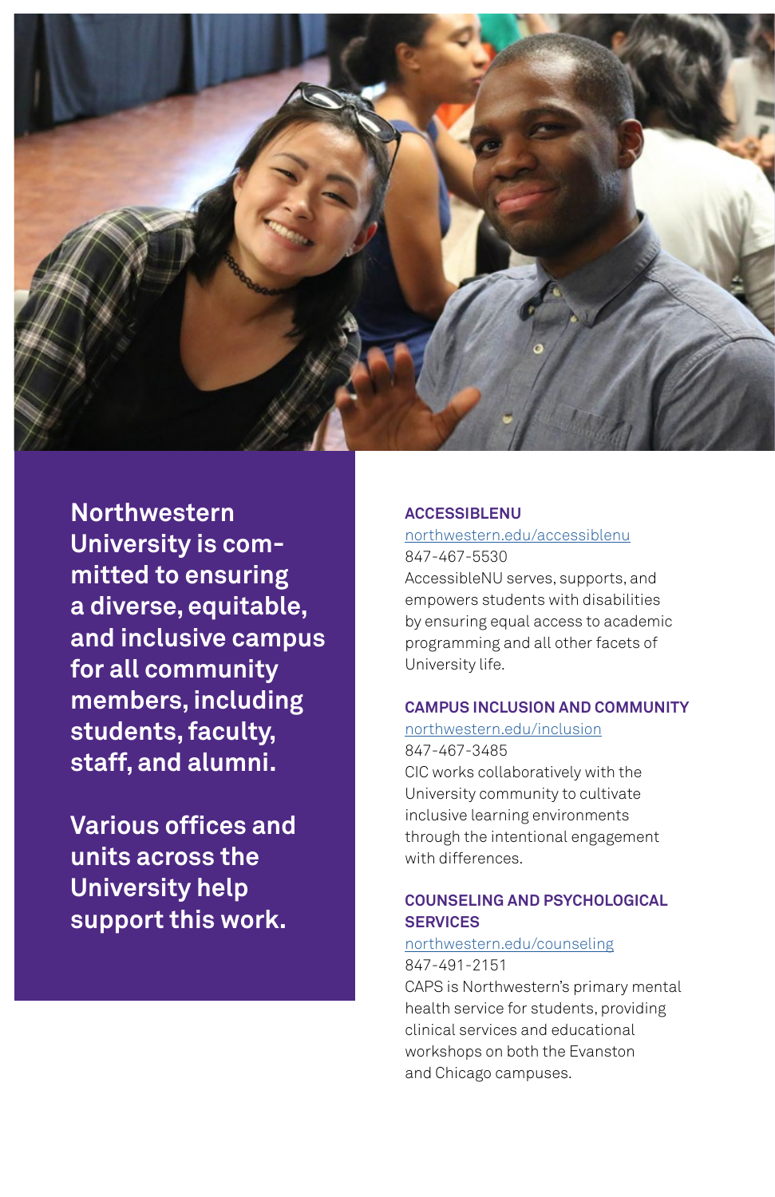**Northwestern University is committed to ensuring a diverse, equitable, and inclusive campus for all community members, including students, faculty, staff, and alumni.**

**Various offices and units across the University help support this work.**

### ACCESSIBLENU

northwestern.edu/accessiblenu
847-467-5530
AccessibleNU serves, supports, and empowers students with disabilities by ensuring equal access to academic programming and all other facets of University life.

### CAMPUS INCLUSION AND COMMUNITY

northwestern.edu/inclusion
847-467-3485
CIC works collaboratively with the University community to cultivate inclusive learning environments through the intentional engagement with differences.

### COUNSELING AND PSYCHOLOGICAL SERVICES

northwestern.edu/counseling
847-491-2151
CAPS is Northwestern's primary mental health service for students, providing clinical services and educational workshops on both the Evanston and Chicago campuses.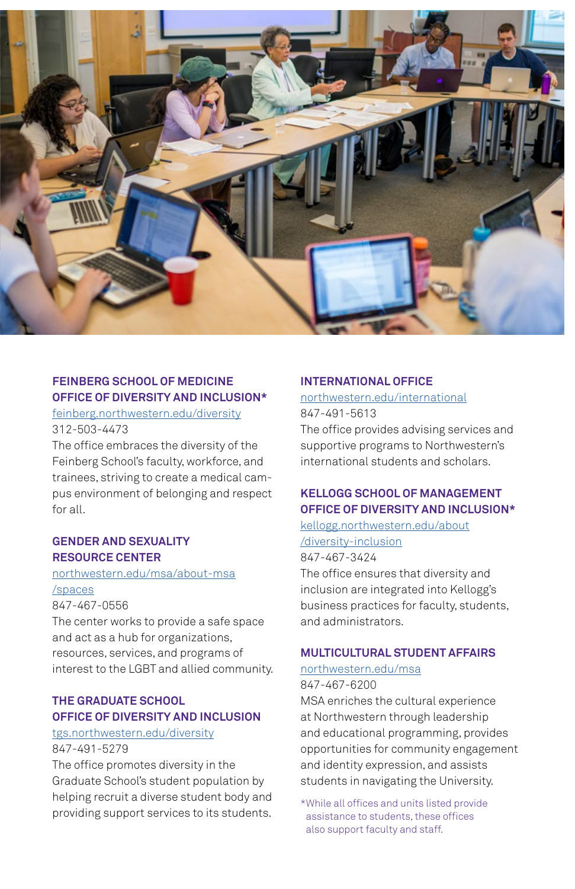## FEINBERG SCHOOL OF MEDICINE OFFICE OF DIVERSITY AND INCLUSION*

feinberg.northwestern.edu/diversity

312-503-4473

The office embraces the diversity of the Feinberg School's faculty, workforce, and trainees, striving to create a medical campus environment of belonging and respect for all.

## GENDER AND SEXUALITY RESOURCE CENTER

northwestern.edu/msa/about-msa/spaces

847-467-0556

The center works to provide a safe space and act as a hub for organizations, resources, services, and programs of interest to the LGBT and allied community.

## THE GRADUATE SCHOOL OFFICE OF DIVERSITY AND INCLUSION

tgs.northwestern.edu/diversity

847-491-5279

The office promotes diversity in the Graduate School's student population by helping recruit a diverse student body and providing support services to its students.

## INTERNATIONAL OFFICE

northwestern.edu/international

847-491-5613

The office provides advising services and supportive programs to Northwestern's international students and scholars.

## KELLOGG SCHOOL OF MANAGEMENT OFFICE OF DIVERSITY AND INCLUSION*

kellogg.northwestern.edu/about/diversity-inclusion

847-467-3424

The office ensures that diversity and inclusion are integrated into Kellogg's business practices for faculty, students, and administrators.

## MULTICULTURAL STUDENT AFFAIRS

northwestern.edu/msa

847-467-6200

MSA enriches the cultural experience at Northwestern through leadership and educational programming, provides opportunities for community engagement and identity expression, and assists students in navigating the University.

*While all offices and units listed provide assistance to students, these offices also support faculty and staff.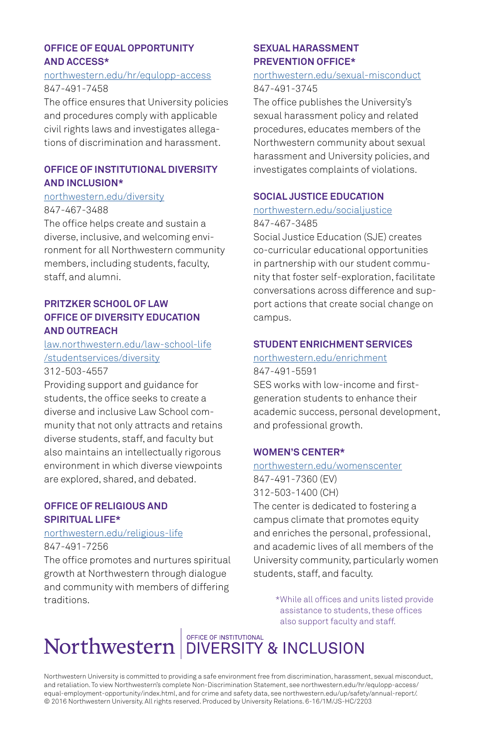## OFFICE OF EQUAL OPPORTUNITY AND ACCESS*

northwestern.edu/hr/equlopp-access
847-491-7458
The office ensures that University policies and procedures comply with applicable civil rights laws and investigates allegations of discrimination and harassment.

## OFFICE OF INSTITUTIONAL DIVERSITY AND INCLUSION*

northwestern.edu/diversity
847-467-3488
The office helps create and sustain a diverse, inclusive, and welcoming environment for all Northwestern community members, including students, faculty, staff, and alumni.

## PRITZKER SCHOOL OF LAW OFFICE OF DIVERSITY EDUCATION AND OUTREACH

law.northwestern.edu/law-school-life/studentservices/diversity
312-503-4557
Providing support and guidance for students, the office seeks to create a diverse and inclusive Law School community that not only attracts and retains diverse students, staff, and faculty but also maintains an intellectually rigorous environment in which diverse viewpoints are explored, shared, and debated.

## OFFICE OF RELIGIOUS AND SPIRITUAL LIFE*

northwestern.edu/religious-life
847-491-7256
The office promotes and nurtures spiritual growth at Northwestern through dialogue and community with members of differing traditions.

## SEXUAL HARASSMENT PREVENTION OFFICE*

northwestern.edu/sexual-misconduct
847-491-3745
The office publishes the University's sexual harassment policy and related procedures, educates members of the Northwestern community about sexual harassment and University policies, and investigates complaints of violations.

## SOCIAL JUSTICE EDUCATION

northwestern.edu/socialjustice
847-467-3485
Social Justice Education (SJE) creates co-curricular educational opportunities in partnership with our student community that foster self-exploration, facilitate conversations across difference and support actions that create social change on campus.

## STUDENT ENRICHMENT SERVICES

northwestern.edu/enrichment
847-491-5591
SES works with low-income and first-generation students to enhance their academic success, personal development, and professional growth.

## WOMEN'S CENTER*

northwestern.edu/womenscenter
847-491-7360 (EV)
312-503-1400 (CH)
The center is dedicated to fostering a campus climate that promotes equity and enriches the personal, professional, and academic lives of all members of the University community, particularly women students, staff, and faculty.

*While all offices and units listed provide assistance to students, these offices also support faculty and staff.

Northwestern | OFFICE OF INSTITUTIONAL DIVERSITY & INCLUSION

Northwestern University is committed to providing a safe environment free from discrimination, harassment, sexual misconduct, and retaliation. To view Northwestern's complete Non-Discrimination Statement, see northwestern.edu/hr/equlopp-access/equal-employment-opportunity/index.html, and for crime and safety data, see northwestern.edu/up/safety/annual-report/.
© 2016 Northwestern University. All rights reserved. Produced by University Relations. 6-16/1M/JS-HC/2203